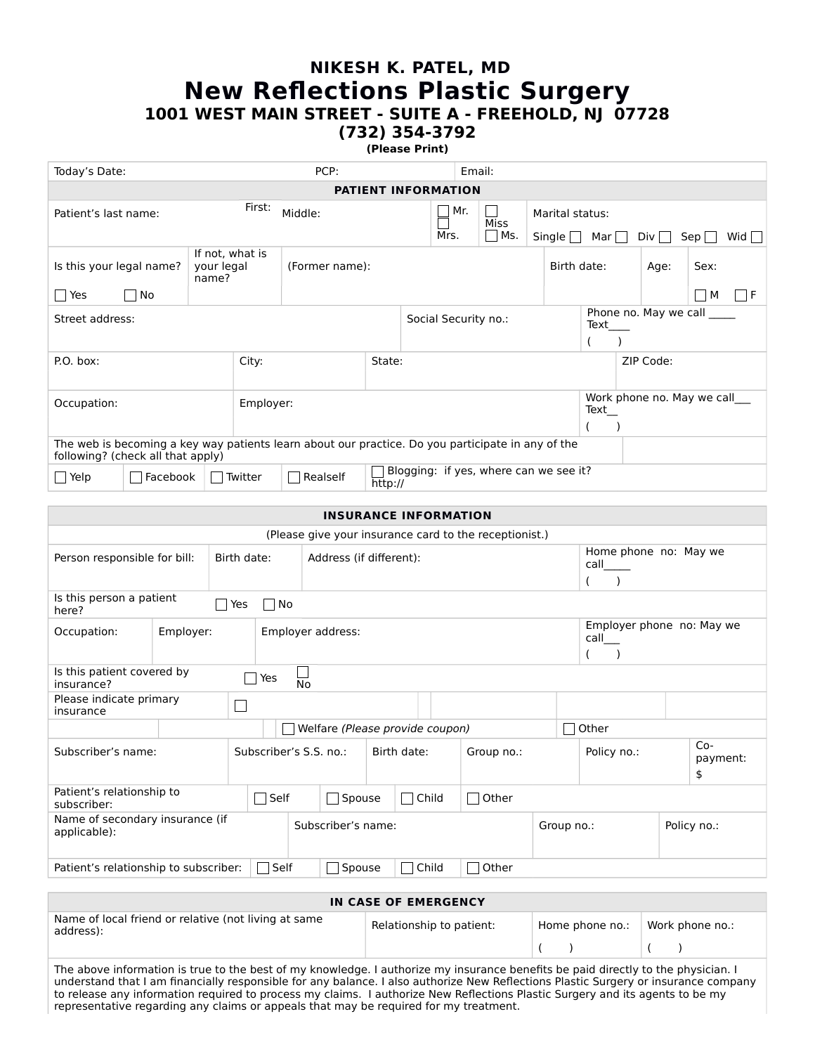**NIKESH K. PATEL, MD**

# New Reflections Plastic Surgery

**1001 WEST MAIN STREET - SUITE A - FREEHOLD, NJ 07728**

**(732) 354-3792**

**(Please Print)**

| Today's Date: | PCP: | Email: |
|---|---|---|

## PATIENT INFORMATION

| Patient's last name: | First: | Middle: | ☐ Mr. ☐ Mrs. | ☐ Miss ☐ Ms. | Marital status: Single ☐ Mar ☐ Div ☐ Sep ☐ Wid ☐ |
|---|---|---|---|---|---|

| Is this your legal name? ☐ Yes ☐ No | If not, what is your legal name? | (Former name): | Birth date: | Age: | Sex: ☐ M ☐ F |
|---|---|---|---|---|---|

| Street address: | Social Security no.: | Phone no. May we call _____ Text____ ( ) |
|---|---|---|

| P.O. box: | City: | State: | ZIP Code: |
|---|---|---|---|

| Occupation: | Employer: | Work phone no. May we call___ Text__ ( ) |
|---|---|---|

The web is becoming a key way patients learn about our practice. Do you participate in any of the following? (check all that apply)

| ☐ Yelp | ☐ Facebook | ☐ Twitter | ☐ Realself | ☐ Blogging: if yes, where can we see it? http:// |
|---|---|---|---|---|

## INSURANCE INFORMATION

(Please give your insurance card to the receptionist.)

| Person responsible for bill: | Birth date: | Address (if different): | Home phone no: May we call_____ ( ) |
|---|---|---|---|

| Is this person a patient here? | ☐ Yes ☐ No |
|---|---|

| Occupation: | Employer: | Employer address: | Employer phone no: May we call___ ( ) |
|---|---|---|---|

| Is this patient covered by insurance? | ☐ Yes ☐ No |
|---|---|

| Please indicate primary insurance | ☐ | | | | |
|---|---|---|---|---|---|
| | | | ☐ Welfare *(Please provide coupon)* | ☐ Other | |

| Subscriber's name: | Subscriber's S.S. no.: | Birth date: | Group no.: | Policy no.: | Co-payment: $ |
|---|---|---|---|---|---|

| Patient's relationship to subscriber: | ☐ Self | ☐ Spouse | ☐ Child | ☐ Other |
|---|---|---|---|---|

| Name of secondary insurance (if applicable): | Subscriber's name: | Group no.: | Policy no.: |
|---|---|---|---|

| Patient's relationship to subscriber: | ☐ Self | ☐ Spouse | ☐ Child | ☐ Other |
|---|---|---|---|---|

## IN CASE OF EMERGENCY

| Name of local friend or relative (not living at same address): | Relationship to patient: | Home phone no.: ( ) | Work phone no.: ( ) |
|---|---|---|---|

The above information is true to the best of my knowledge. I authorize my insurance benefits be paid directly to the physician. I understand that I am financially responsible for any balance. I also authorize New Reflections Plastic Surgery or insurance company to release any information required to process my claims. I authorize New Reflections Plastic Surgery and its agents to be my representative regarding any claims or appeals that may be required for my treatment.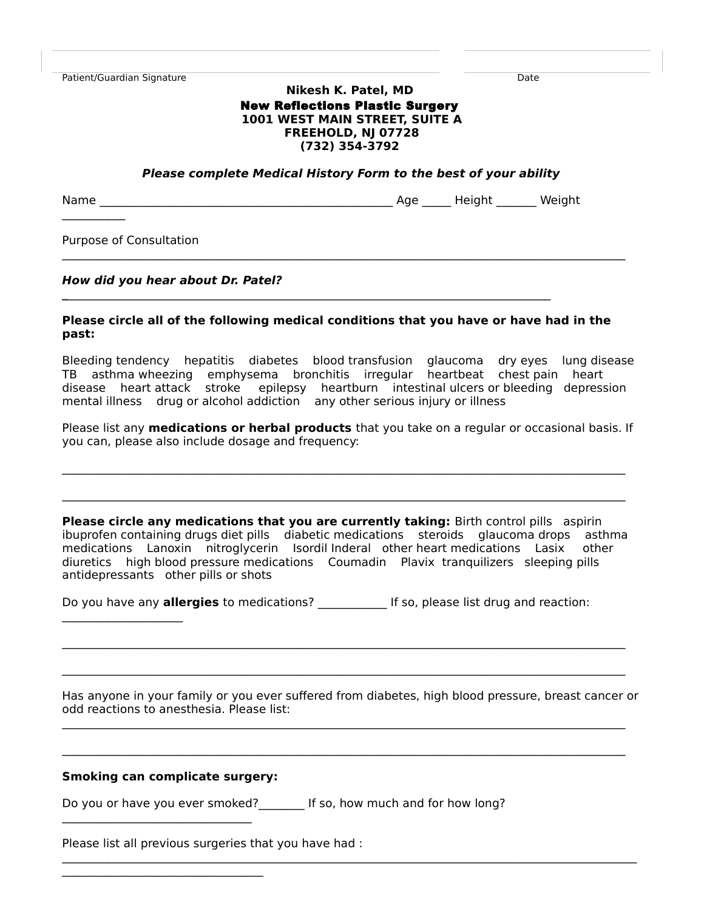Patient/Guardian Signature Date

**Nikesh K. Patel, MD**
**New Reflections Plastic Surgery**
**1001 WEST MAIN STREET, SUITE A**
**FREEHOLD, NJ 07728**
**(732) 354-3792**

***Please complete Medical History Form to the best of your ability***

Name ________________________________________________ Age _____ Height _______ Weight ___________

Purpose of Consultation _____________________________________________________________________________

***How did you hear about Dr. Patel?*** ________________________________________________________________

**Please circle all of the following medical conditions that you have or have had in the past:**

Bleeding tendency hepatitis diabetes blood transfusion glaucoma dry eyes lung disease TB asthma wheezing emphysema bronchitis irregular heartbeat chest pain heart disease heart attack stroke epilepsy heartburn intestinal ulcers or bleeding depression mental illness drug or alcohol addiction any other serious injury or illness

Please list any **medications or herbal products** that you take on a regular or occasional basis. If you can, please also include dosage and frequency:

_____________________________________________________________________________________________

_____________________________________________________________________________________________

**Please circle any medications that you are currently taking:** Birth control pills aspirin ibuprofen containing drugs diet pills diabetic medications steroids glaucoma drops asthma medications Lanoxin nitroglycerin Isordil Inderal other heart medications Lasix other diuretics high blood pressure medications Coumadin Plavix tranquilizers sleeping pills antidepressants other pills or shots

Do you have any **allergies** to medications? ____________ If so, please list drug and reaction: ____________________

_____________________________________________________________________________________________

_____________________________________________________________________________________________

Has anyone in your family or you ever suffered from diabetes, high blood pressure, breast cancer or odd reactions to anesthesia. Please list:

_____________________________________________________________________________________________

_____________________________________________________________________________________________

**Smoking can complicate surgery:**

Do you or have you ever smoked?________ If so, how much and for how long? _______________________________

Please list all previous surgeries that you have had :

_____________________________________________________________________________________________

_________________________________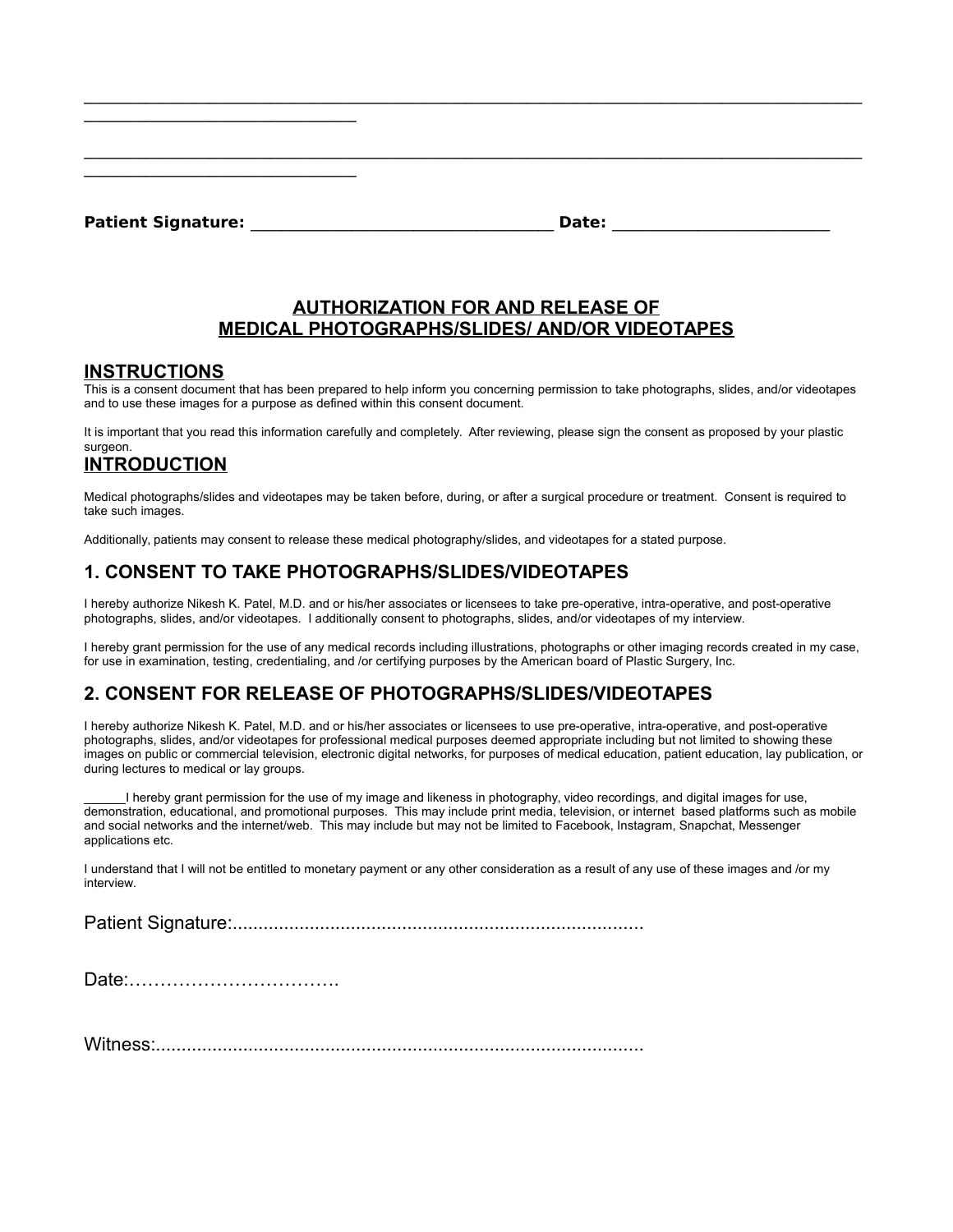_____________________________________________________________________________________________
______________________________

_____________________________________________________________________________________________
______________________________

**Patient Signature:** __________________________________ **Date:** ________________________

## AUTHORIZATION FOR AND RELEASE OF MEDICAL PHOTOGRAPHS/SLIDES/ AND/OR VIDEOTAPES

### INSTRUCTIONS

This is a consent document that has been prepared to help inform you concerning permission to take photographs, slides, and/or videotapes and to use these images for a purpose as defined within this consent document.

It is important that you read this information carefully and completely. After reviewing, please sign the consent as proposed by your plastic surgeon.

### INTRODUCTION

Medical photographs/slides and videotapes may be taken before, during, or after a surgical procedure or treatment. Consent is required to take such images.

Additionally, patients may consent to release these medical photography/slides, and videotapes for a stated purpose.

### 1. CONSENT TO TAKE PHOTOGRAPHS/SLIDES/VIDEOTAPES

I hereby authorize Nikesh K. Patel, M.D. and or his/her associates or licensees to take pre-operative, intra-operative, and post-operative photographs, slides, and/or videotapes. I additionally consent to photographs, slides, and/or videotapes of my interview.

I hereby grant permission for the use of any medical records including illustrations, photographs or other imaging records created in my case, for use in examination, testing, credentialing, and /or certifying purposes by the American board of Plastic Surgery, Inc.

### 2. CONSENT FOR RELEASE OF PHOTOGRAPHS/SLIDES/VIDEOTAPES

I hereby authorize Nikesh K. Patel, M.D. and or his/her associates or licensees to use pre-operative, intra-operative, and post-operative photographs, slides, and/or videotapes for professional medical purposes deemed appropriate including but not limited to showing these images on public or commercial television, electronic digital networks, for purposes of medical education, patient education, lay publication, or during lectures to medical or lay groups.

______I hereby grant permission for the use of my image and likeness in photography, video recordings, and digital images for use, demonstration, educational, and promotional purposes. This may include print media, television, or internet based platforms such as mobile and social networks and the internet/web. This may include but may not be limited to Facebook, Instagram, Snapchat, Messenger applications etc.

I understand that I will not be entitled to monetary payment or any other consideration as a result of any use of these images and /or my interview.

Patient Signature:..............................................................................

Date:…………………………….

Witness:.............................................................................................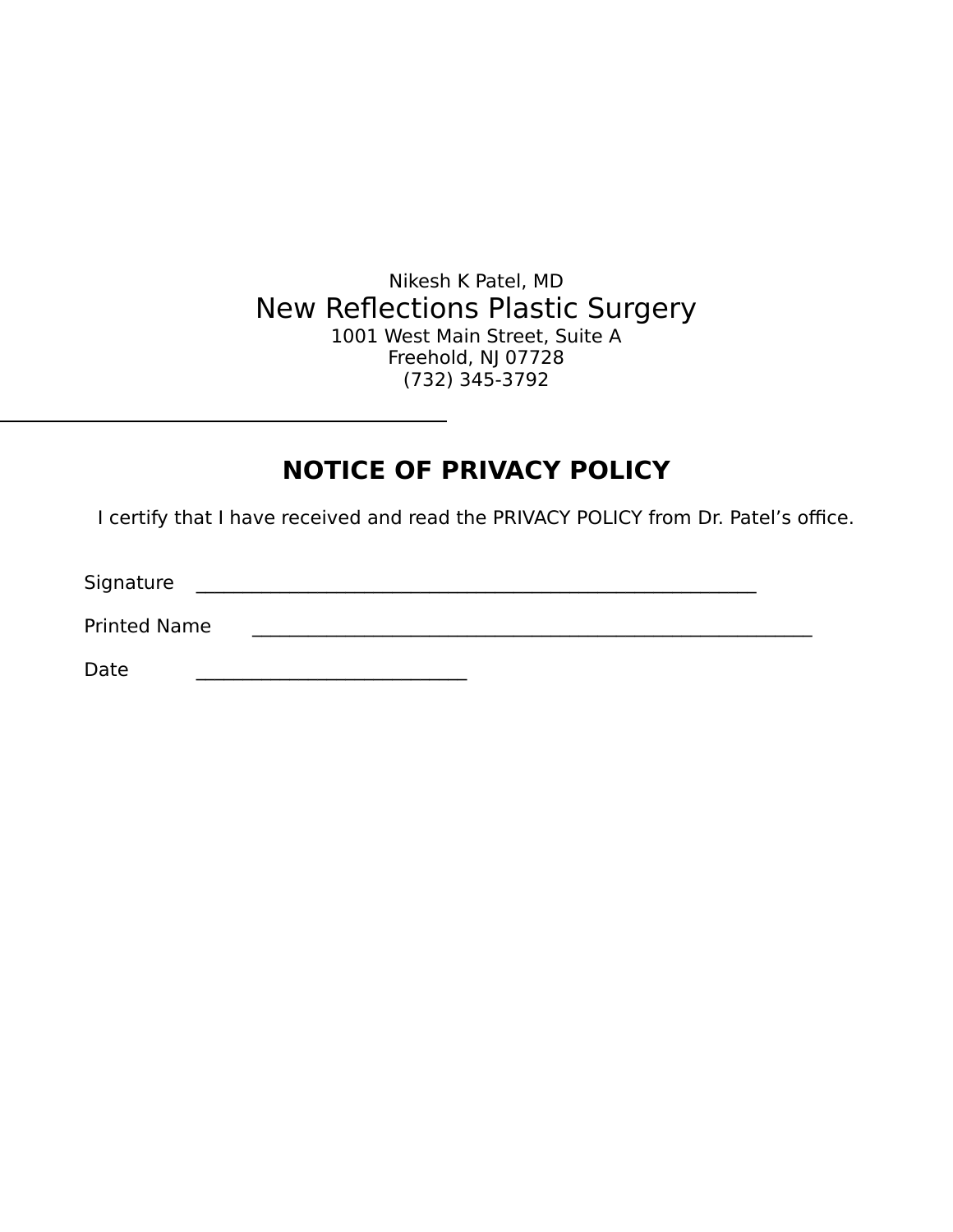Nikesh K Patel, MD

New Reflections Plastic Surgery

1001 West Main Street, Suite A
Freehold, NJ 07728
(732) 345-3792

---

## NOTICE OF PRIVACY POLICY

I certify that I have received and read the PRIVACY POLICY from Dr. Patel's office.

Signature ____________________________________________________________

Printed Name ____________________________________________________________

Date _____________________________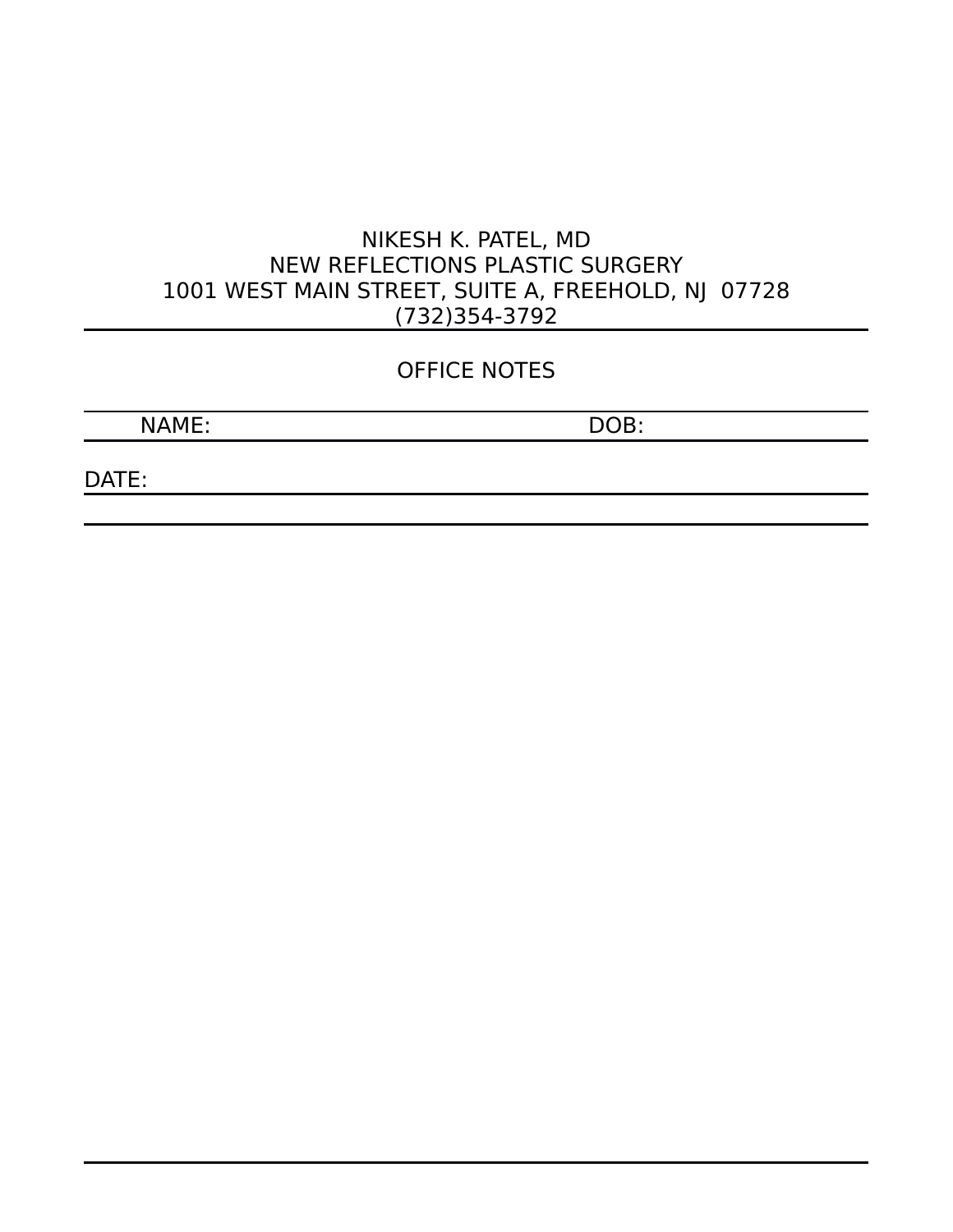NIKESH K. PATEL, MD
NEW REFLECTIONS PLASTIC SURGERY
1001 WEST MAIN STREET, SUITE A, FREEHOLD, NJ 07728
(732)354-3792

---

## OFFICE NOTES

---

NAME: DOB:

---

DATE:

---

---